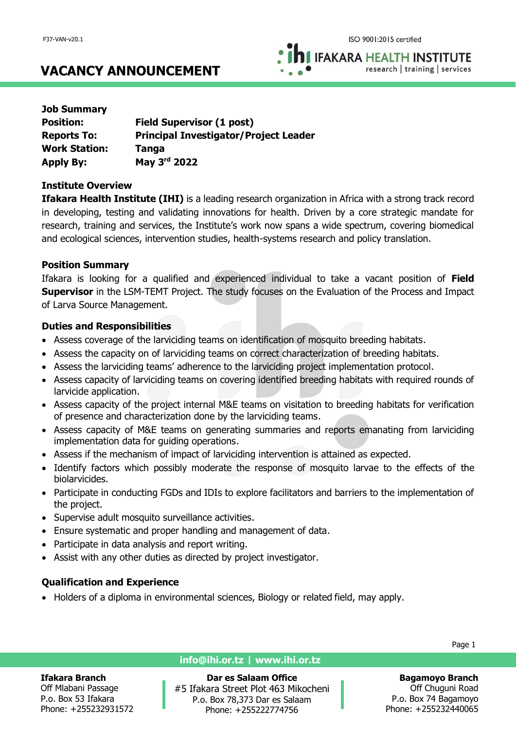F37-VAN-v20.1

ISO 9001:2015 certified

IFAKARA HEALTH INSTITUTE
research | training | services

# VACANCY ANNOUNCEMENT

**Job Summary**

| | |
|---|---|
| **Position:** | **Field Supervisor (1 post)** |
| **Reports To:** | **Principal Investigator/Project Leader** |
| **Work Station:** | **Tanga** |
| **Apply By:** | **May 3rd 2022** |

### Institute Overview

**Ifakara Health Institute (IHI)** is a leading research organization in Africa with a strong track record in developing, testing and validating innovations for health. Driven by a core strategic mandate for research, training and services, the Institute's work now spans a wide spectrum, covering biomedical and ecological sciences, intervention studies, health-systems research and policy translation.

### Position Summary

Ifakara is looking for a qualified and experienced individual to take a vacant position of **Field Supervisor** in the LSM-TEMT Project. The study focuses on the Evaluation of the Process and Impact of Larva Source Management.

### Duties and Responsibilities

- Assess coverage of the larviciding teams on identification of mosquito breeding habitats.
- Assess the capacity on of larviciding teams on correct characterization of breeding habitats.
- Assess the larviciding teams' adherence to the larviciding project implementation protocol.
- Assess capacity of larviciding teams on covering identified breeding habitats with required rounds of larvicide application.
- Assess capacity of the project internal M&E teams on visitation to breeding habitats for verification of presence and characterization done by the larviciding teams.
- Assess capacity of M&E teams on generating summaries and reports emanating from larviciding implementation data for guiding operations.
- Assess if the mechanism of impact of larviciding intervention is attained as expected.
- Identify factors which possibly moderate the response of mosquito larvae to the effects of the biolarvicides.
- Participate in conducting FGDs and IDIs to explore facilitators and barriers to the implementation of the project.
- Supervise adult mosquito surveillance activities.
- Ensure systematic and proper handling and management of data.
- Participate in data analysis and report writing.
- Assist with any other duties as directed by project investigator.

### Qualification and Experience

- Holders of a diploma in environmental sciences, Biology or related field, may apply.

info@ihi.or.tz | www.ihi.or.tz

**Ifakara Branch**
Off Mlabani Passage
P.o. Box 53 Ifakara
Phone: +255232931572

**Dar es Salaam Office**
#5 Ifakara Street Plot 463 Mikocheni
P.o. Box 78,373 Dar es Salaam
Phone: +255222774756

**Bagamoyo Branch**
Off Chuguni Road
P.o. Box 74 Bagamoyo
Phone: +255232440065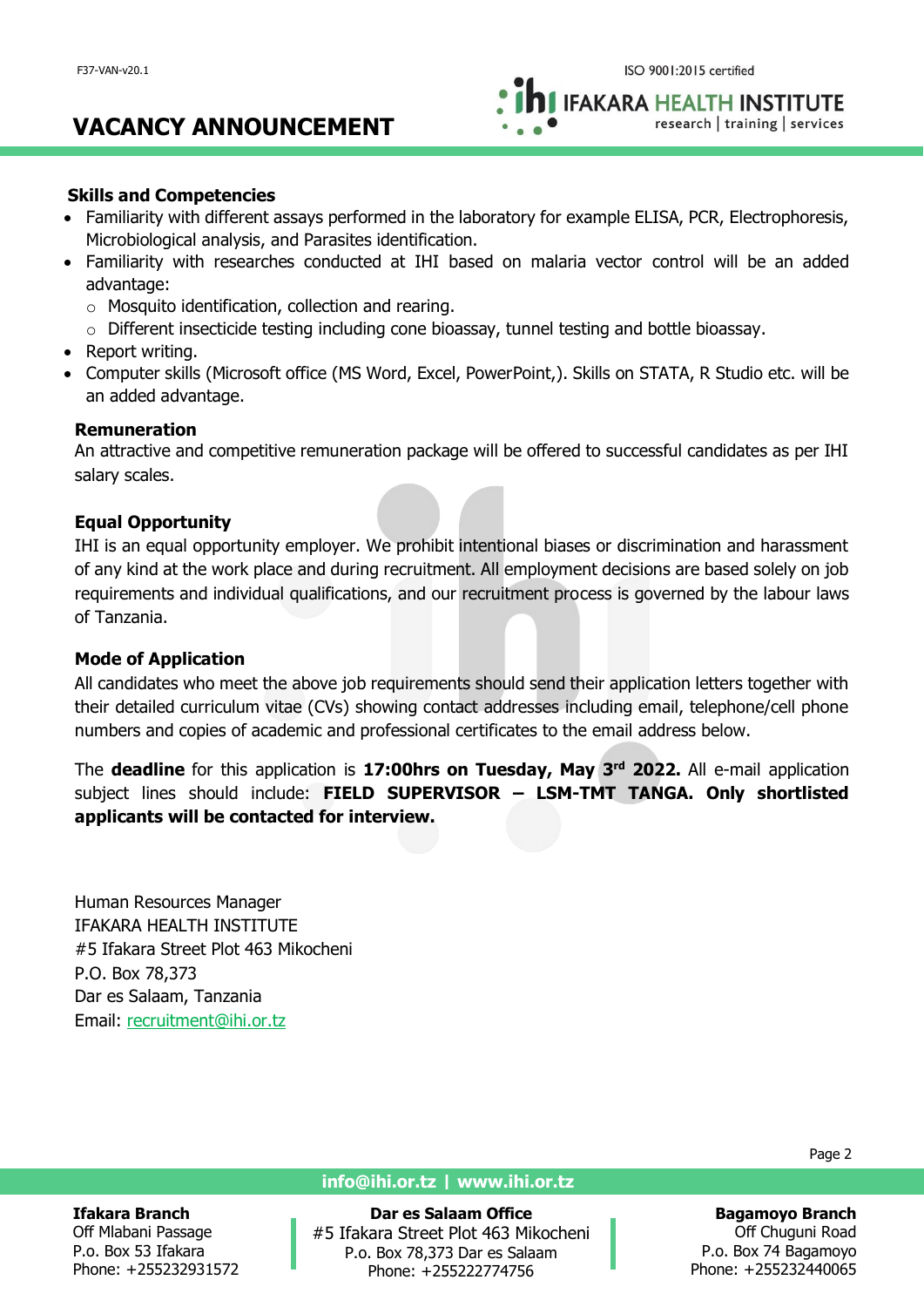### Skills and Competencies

- Familiarity with different assays performed in the laboratory for example ELISA, PCR, Electrophoresis, Microbiological analysis, and Parasites identification.
- Familiarity with researches conducted at IHI based on malaria vector control will be an added advantage:
  - Mosquito identification, collection and rearing.
  - Different insecticide testing including cone bioassay, tunnel testing and bottle bioassay.
- Report writing.
- Computer skills (Microsoft office (MS Word, Excel, PowerPoint,). Skills on STATA, R Studio etc. will be an added advantage.

### Remuneration

An attractive and competitive remuneration package will be offered to successful candidates as per IHI salary scales.

### Equal Opportunity

IHI is an equal opportunity employer. We prohibit intentional biases or discrimination and harassment of any kind at the work place and during recruitment. All employment decisions are based solely on job requirements and individual qualifications, and our recruitment process is governed by the labour laws of Tanzania.

### Mode of Application

All candidates who meet the above job requirements should send their application letters together with their detailed curriculum vitae (CVs) showing contact addresses including email, telephone/cell phone numbers and copies of academic and professional certificates to the email address below.

The **deadline** for this application is **17:00hrs on Tuesday, May 3rd 2022.** All e-mail application subject lines should include: **FIELD SUPERVISOR – LSM-TMT TANGA. Only shortlisted applicants will be contacted for interview.**

Human Resources Manager
IFAKARA HEALTH INSTITUTE
#5 Ifakara Street Plot 463 Mikocheni
P.O. Box 78,373
Dar es Salaam, Tanzania
Email: recruitment@ihi.or.tz